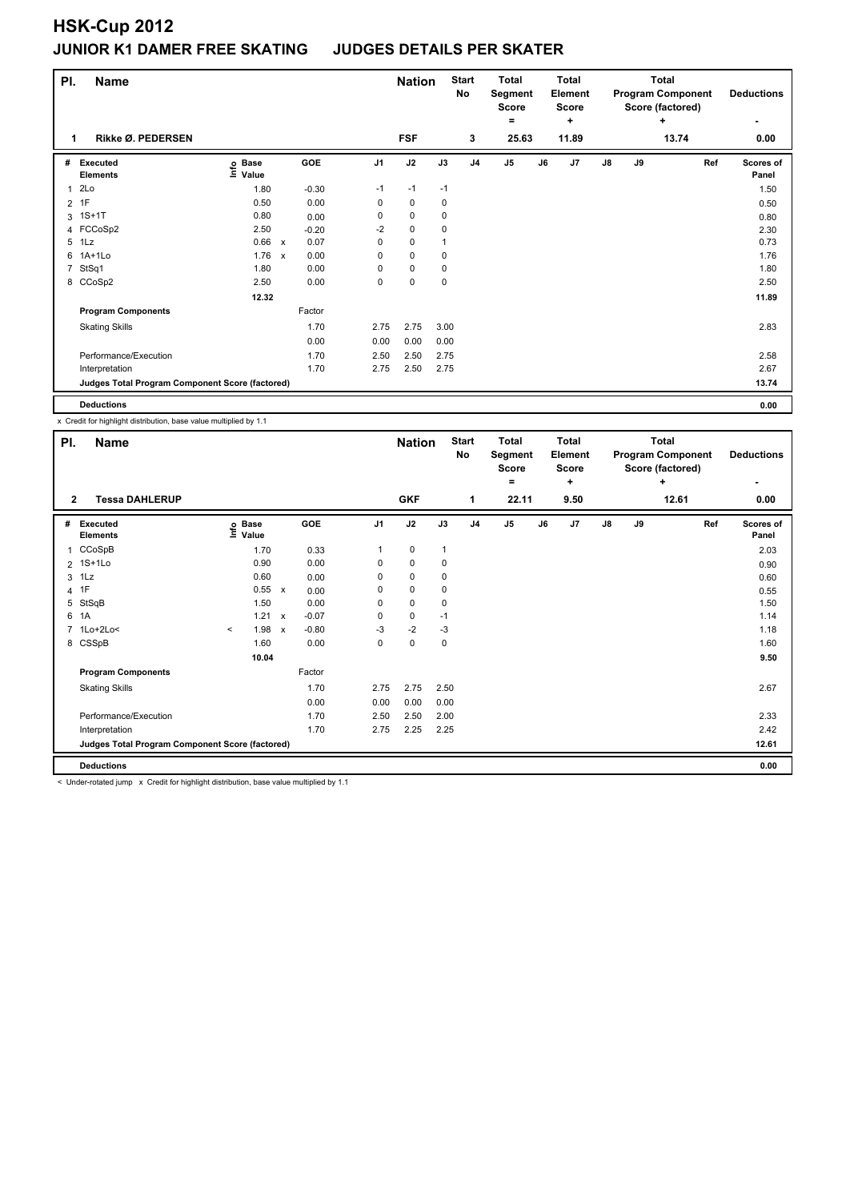# HSK-Cup 2012

## JUNIOR K1 DAMER FREE SKATING JUDGES DETAILS PER SKATER

| Pl. | Name | Nation | Start No | Total Segment Score = | Total Element Score + | Total Program Component Score (factored) + | Deductions - |
|---|---|---|---|---|---|---|---|
| 1 | Rikke Ø. PEDERSEN | FSF | 3 | 25.63 | 11.89 | 13.74 | 0.00 |

| # | Executed Elements | Info | Base Value | | GOE | J1 | J2 | J3 | J4 | J5 | J6 | J7 | J8 | J9 | Ref | Scores of Panel |
|---|---|---|---|---|---|---|---|---|---|---|---|---|---|---|---|---|
| 1 | 2Lo | | 1.80 | | -0.30 | -1 | -1 | -1 | | | | | | | | 1.50 |
| 2 | 1F | | 0.50 | | 0.00 | 0 | 0 | 0 | | | | | | | | 0.50 |
| 3 | 1S+1T | | 0.80 | | 0.00 | 0 | 0 | 0 | | | | | | | | 0.80 |
| 4 | FCCoSp2 | | 2.50 | | -0.20 | -2 | 0 | 0 | | | | | | | | 2.30 |
| 5 | 1Lz | | 0.66 | x | 0.07 | 0 | 0 | 1 | | | | | | | | 0.73 |
| 6 | 1A+1Lo | | 1.76 | x | 0.00 | 0 | 0 | 0 | | | | | | | | 1.76 |
| 7 | StSq1 | | 1.80 | | 0.00 | 0 | 0 | 0 | | | | | | | | 1.80 |
| 8 | CCoSp2 | | 2.50 | | 0.00 | 0 | 0 | 0 | | | | | | | | 2.50 |
| | | | 12.32 | | | | | | | | | | | | | 11.89 |
| | **Program Components** | | | | Factor | | | | | | | | | | | |
| | Skating Skills | | | | 1.70 | 2.75 | 2.75 | 3.00 | | | | | | | | 2.83 |
| | | | | | 0.00 | 0.00 | 0.00 | 0.00 | | | | | | | | |
| | Performance/Execution | | | | 1.70 | 2.50 | 2.50 | 2.75 | | | | | | | | 2.58 |
| | Interpretation | | | | 1.70 | 2.75 | 2.50 | 2.75 | | | | | | | | 2.67 |
| | **Judges Total Program Component Score (factored)** | | | | | | | | | | | | | | | 13.74 |
| | **Deductions** | | | | | | | | | | | | | | | 0.00 |

x Credit for highlight distribution, base value multiplied by 1.1

| Pl. | Name | Nation | Start No | Total Segment Score = | Total Element Score + | Total Program Component Score (factored) + | Deductions - |
|---|---|---|---|---|---|---|---|
| 2 | Tessa DAHLERUP | GKF | 1 | 22.11 | 9.50 | 12.61 | 0.00 |

| # | Executed Elements | Info | Base Value | | GOE | J1 | J2 | J3 | J4 | J5 | J6 | J7 | J8 | J9 | Ref | Scores of Panel |
|---|---|---|---|---|---|---|---|---|---|---|---|---|---|---|---|---|
| 1 | CCoSpB | | 1.70 | | 0.33 | 1 | 0 | 1 | | | | | | | | 2.03 |
| 2 | 1S+1Lo | | 0.90 | | 0.00 | 0 | 0 | 0 | | | | | | | | 0.90 |
| 3 | 1Lz | | 0.60 | | 0.00 | 0 | 0 | 0 | | | | | | | | 0.60 |
| 4 | 1F | | 0.55 | x | 0.00 | 0 | 0 | 0 | | | | | | | | 0.55 |
| 5 | StSqB | | 1.50 | | 0.00 | 0 | 0 | 0 | | | | | | | | 1.50 |
| 6 | 1A | | 1.21 | x | -0.07 | 0 | 0 | -1 | | | | | | | | 1.14 |
| 7 | 1Lo+2Lo< | < | 1.98 | x | -0.80 | -3 | -2 | -3 | | | | | | | | 1.18 |
| 8 | CSSpB | | 1.60 | | 0.00 | 0 | 0 | 0 | | | | | | | | 1.60 |
| | | | 10.04 | | | | | | | | | | | | | 9.50 |
| | **Program Components** | | | | Factor | | | | | | | | | | | |
| | Skating Skills | | | | 1.70 | 2.75 | 2.75 | 2.50 | | | | | | | | 2.67 |
| | | | | | 0.00 | 0.00 | 0.00 | 0.00 | | | | | | | | |
| | Performance/Execution | | | | 1.70 | 2.50 | 2.50 | 2.00 | | | | | | | | 2.33 |
| | Interpretation | | | | 1.70 | 2.75 | 2.25 | 2.25 | | | | | | | | 2.42 |
| | **Judges Total Program Component Score (factored)** | | | | | | | | | | | | | | | 12.61 |
| | **Deductions** | | | | | | | | | | | | | | | 0.00 |

< Under-rotated jump x Credit for highlight distribution, base value multiplied by 1.1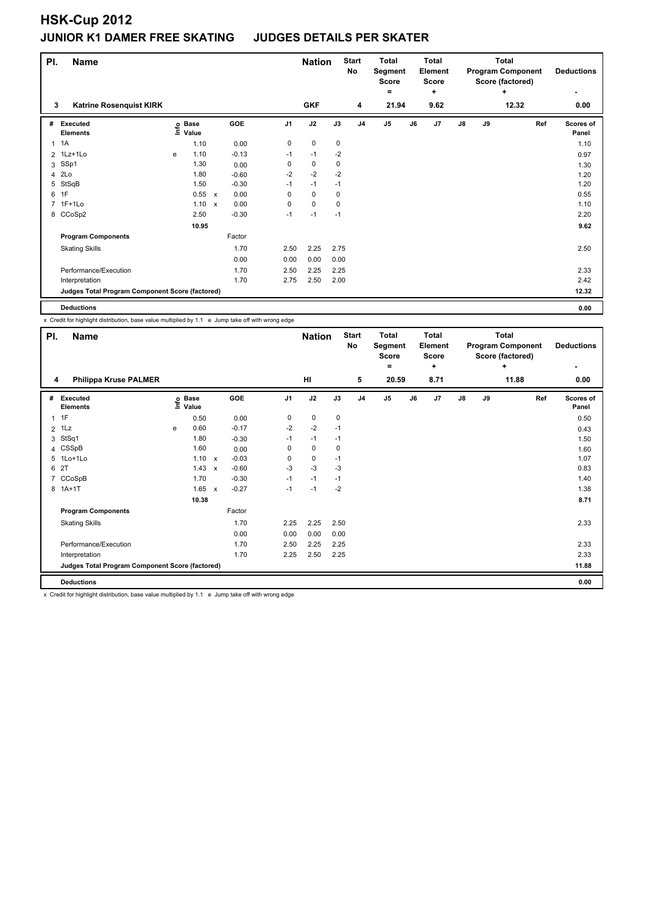# HSK-Cup 2012

## JUNIOR K1 DAMER FREE SKATING JUDGES DETAILS PER SKATER

| Pl. | Name | Nation | Start No | Total Segment Score = | Total Element Score + | Total Program Component Score (factored) + | Deductions - |
|---|---|---|---|---|---|---|---|
| 3 | Katrine Rosenquist KIRK | GKF | 4 | 21.94 | 9.62 | 12.32 | 0.00 |

| # | Executed Elements | Info | Base Value | | GOE | J1 | J2 | J3 | J4 | J5 | J6 | J7 | J8 | J9 | Ref | Scores of Panel |
|---|---|---|---|---|---|---|---|---|---|---|---|---|---|---|---|---|
| 1 | 1A | | 1.10 | | 0.00 | 0 | 0 | 0 | | | | | | | | 1.10 |
| 2 | 1Lz+1Lo | e | 1.10 | | -0.13 | -1 | -1 | -2 | | | | | | | | 0.97 |
| 3 | SSp1 | | 1.30 | | 0.00 | 0 | 0 | 0 | | | | | | | | 1.30 |
| 4 | 2Lo | | 1.80 | | -0.60 | -2 | -2 | -2 | | | | | | | | 1.20 |
| 5 | StSqB | | 1.50 | | -0.30 | -1 | -1 | -1 | | | | | | | | 1.20 |
| 6 | 1F | | 0.55 | x | 0.00 | 0 | 0 | 0 | | | | | | | | 0.55 |
| 7 | 1F+1Lo | | 1.10 | x | 0.00 | 0 | 0 | 0 | | | | | | | | 1.10 |
| 8 | CCoSp2 | | 2.50 | | -0.30 | -1 | -1 | -1 | | | | | | | | 2.20 |
| | | | 10.95 | | | | | | | | | | | | | 9.62 |
| | **Program Components** | | | | Factor | | | | | | | | | | | |
| | Skating Skills | | | | 1.70 | 2.50 | 2.25 | 2.75 | | | | | | | | 2.50 |
| | | | | | 0.00 | 0.00 | 0.00 | 0.00 | | | | | | | | |
| | Performance/Execution | | | | 1.70 | 2.50 | 2.25 | 2.25 | | | | | | | | 2.33 |
| | Interpretation | | | | 1.70 | 2.75 | 2.50 | 2.00 | | | | | | | | 2.42 |
| | **Judges Total Program Component Score (factored)** | | | | | | | | | | | | | | | 12.32 |
| | **Deductions** | | | | | | | | | | | | | | | 0.00 |

x Credit for highlight distribution, base value multiplied by 1.1 e Jump take off with wrong edge

| Pl. | Name | Nation | Start No | Total Segment Score = | Total Element Score + | Total Program Component Score (factored) + | Deductions - |
|---|---|---|---|---|---|---|---|
| 4 | Philippa Kruse PALMER | HI | 5 | 20.59 | 8.71 | 11.88 | 0.00 |

| # | Executed Elements | Info | Base Value | | GOE | J1 | J2 | J3 | J4 | J5 | J6 | J7 | J8 | J9 | Ref | Scores of Panel |
|---|---|---|---|---|---|---|---|---|---|---|---|---|---|---|---|---|
| 1 | 1F | | 0.50 | | 0.00 | 0 | 0 | 0 | | | | | | | | 0.50 |
| 2 | 1Lz | e | 0.60 | | -0.17 | -2 | -2 | -1 | | | | | | | | 0.43 |
| 3 | StSq1 | | 1.80 | | -0.30 | -1 | -1 | -1 | | | | | | | | 1.50 |
| 4 | CSSpB | | 1.60 | | 0.00 | 0 | 0 | 0 | | | | | | | | 1.60 |
| 5 | 1Lo+1Lo | | 1.10 | x | -0.03 | 0 | 0 | -1 | | | | | | | | 1.07 |
| 6 | 2T | | 1.43 | x | -0.60 | -3 | -3 | -3 | | | | | | | | 0.83 |
| 7 | CCoSpB | | 1.70 | | -0.30 | -1 | -1 | -1 | | | | | | | | 1.40 |
| 8 | 1A+1T | | 1.65 | x | -0.27 | -1 | -1 | -2 | | | | | | | | 1.38 |
| | | | 10.38 | | | | | | | | | | | | | 8.71 |
| | **Program Components** | | | | Factor | | | | | | | | | | | |
| | Skating Skills | | | | 1.70 | 2.25 | 2.25 | 2.50 | | | | | | | | 2.33 |
| | | | | | 0.00 | 0.00 | 0.00 | 0.00 | | | | | | | | |
| | Performance/Execution | | | | 1.70 | 2.50 | 2.25 | 2.25 | | | | | | | | 2.33 |
| | Interpretation | | | | 1.70 | 2.25 | 2.50 | 2.25 | | | | | | | | 2.33 |
| | **Judges Total Program Component Score (factored)** | | | | | | | | | | | | | | | 11.88 |
| | **Deductions** | | | | | | | | | | | | | | | 0.00 |

x Credit for highlight distribution, base value multiplied by 1.1 e Jump take off with wrong edge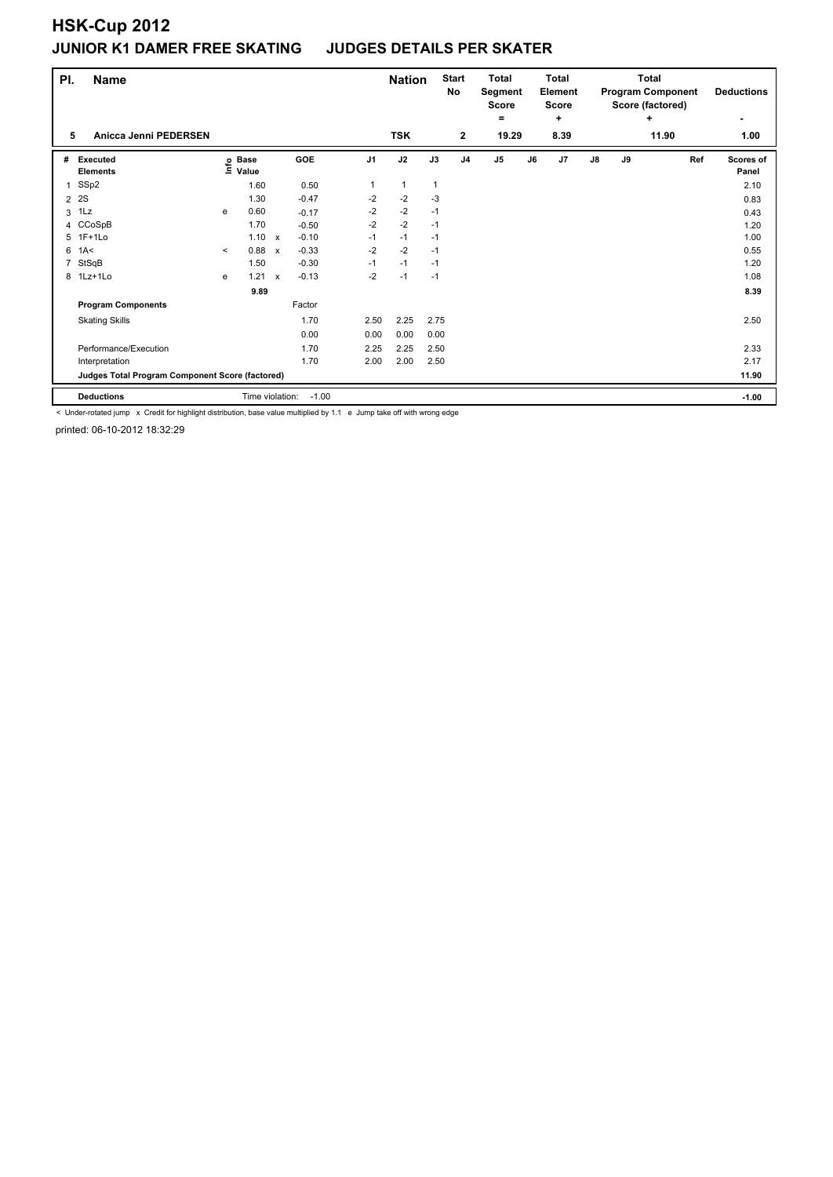# HSK-Cup 2012

## JUNIOR K1 DAMER FREE SKATING JUDGES DETAILS PER SKATER

| Pl. | Name | Nation | Start No | Total Segment Score = | Total Element Score + | Total Program Component Score (factored) + | Deductions - |
|---|---|---|---|---|---|---|---|
| 5 | Anicca Jenni PEDERSEN | TSK | 2 | 19.29 | 8.39 | 11.90 | 1.00 |

| # | Executed Elements | Info | Base Value | | GOE | J1 | J2 | J3 | J4 | J5 | J6 | J7 | J8 | J9 | Ref | Scores of Panel |
|---|---|---|---|---|---|---|---|---|---|---|---|---|---|---|---|---|
| 1 | SSp2 | | 1.60 | | 0.50 | 1 | 1 | 1 | | | | | | | | 2.10 |
| 2 | 2S | | 1.30 | | -0.47 | -2 | -2 | -3 | | | | | | | | 0.83 |
| 3 | 1Lz | e | 0.60 | | -0.17 | -2 | -2 | -1 | | | | | | | | 0.43 |
| 4 | CCoSpB | | 1.70 | | -0.50 | -2 | -2 | -1 | | | | | | | | 1.20 |
| 5 | 1F+1Lo | | 1.10 | x | -0.10 | -1 | -1 | -1 | | | | | | | | 1.00 |
| 6 | 1A< | < | 0.88 | x | -0.33 | -2 | -2 | -1 | | | | | | | | 0.55 |
| 7 | StSqB | | 1.50 | | -0.30 | -1 | -1 | -1 | | | | | | | | 1.20 |
| 8 | 1Lz+1Lo | e | 1.21 | x | -0.13 | -2 | -1 | -1 | | | | | | | | 1.08 |
| | | | 9.89 | | | | | | | | | | | | | 8.39 |
| | **Program Components** | | | | Factor | | | | | | | | | | | |
| | Skating Skills | | | | 1.70 | 2.50 | 2.25 | 2.75 | | | | | | | | 2.50 |
| | | | | | 0.00 | 0.00 | 0.00 | 0.00 | | | | | | | | |
| | Performance/Execution | | | | 1.70 | 2.25 | 2.25 | 2.50 | | | | | | | | 2.33 |
| | Interpretation | | | | 1.70 | 2.00 | 2.00 | 2.50 | | | | | | | | 2.17 |
| | **Judges Total Program Component Score (factored)** | | | | | | | | | | | | | | | 11.90 |
| | **Deductions** | | Time violation: | | -1.00 | | | | | | | | | | | -1.00 |

< Under-rotated jump x Credit for highlight distribution, base value multiplied by 1.1 e Jump take off with wrong edge

printed: 06-10-2012 18:32:29